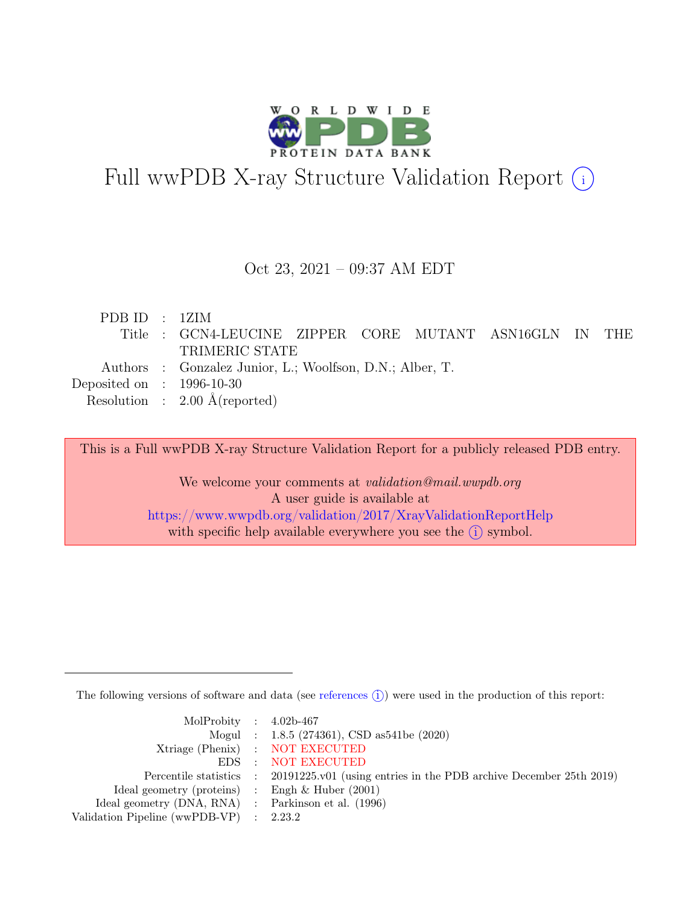# Full wwPDB X-ray Structure Validation Report

Oct 23, 2021 – 09:37 AM EDT

| | | |
|---|---|---|
| PDB ID | : | 1ZIM |
| Title | : | GCN4-LEUCINE ZIPPER CORE MUTANT ASN16GLN IN THE TRIMERIC STATE |
| Authors | : | Gonzalez Junior, L.; Woolfson, D.N.; Alber, T. |
| Deposited on | : | 1996-10-30 |
| Resolution | : | 2.00 Å(reported) |

This is a Full wwPDB X-ray Structure Validation Report for a publicly released PDB entry.

We welcome your comments at *validation@mail.wwpdb.org*
A user guide is available at
https://www.wwpdb.org/validation/2017/XrayValidationReportHelp
with specific help available everywhere you see the (i) symbol.

---

The following versions of software and data (see references (i)) were used in the production of this report:

| | | |
|---|---|---|
| MolProbity | : | 4.02b-467 |
| Mogul | : | 1.8.5 (274361), CSD as541be (2020) |
| Xtriage (Phenix) | : | NOT EXECUTED |
| EDS | : | NOT EXECUTED |
| Percentile statistics | : | 20191225.v01 (using entries in the PDB archive December 25th 2019) |
| Ideal geometry (proteins) | : | Engh & Huber (2001) |
| Ideal geometry (DNA, RNA) | : | Parkinson et al. (1996) |
| Validation Pipeline (wwPDB-VP) | : | 2.23.2 |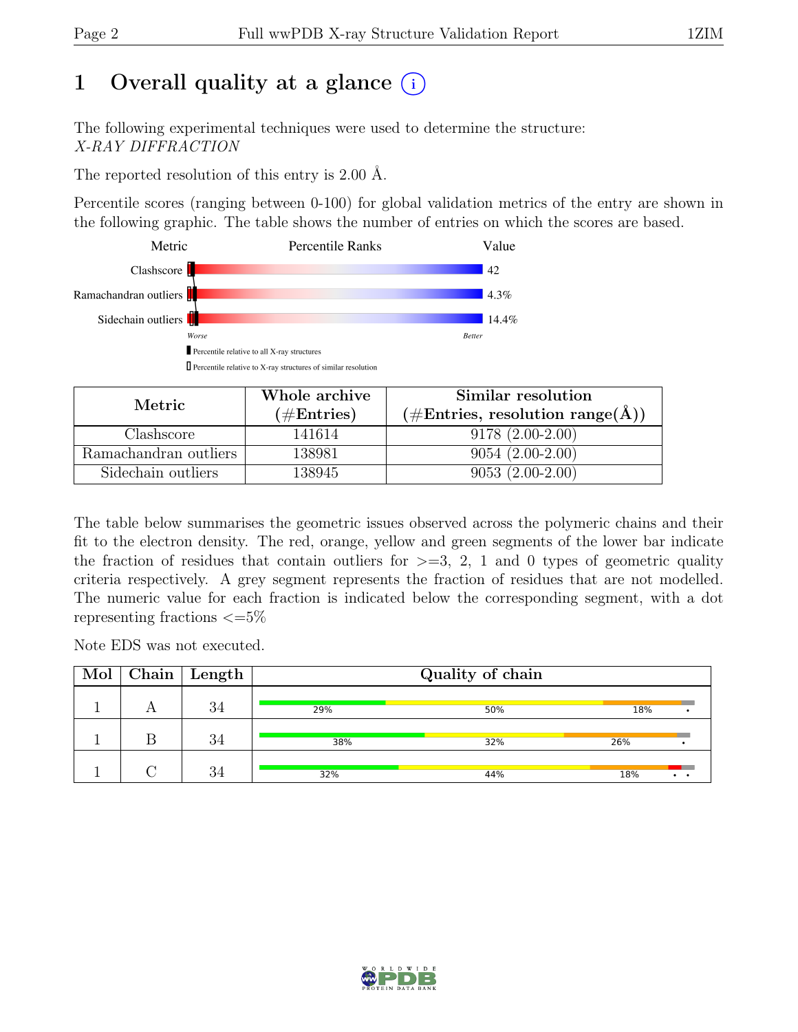# 1 Overall quality at a glance (i)

The following experimental techniques were used to determine the structure:
*X-RAY DIFFRACTION*

The reported resolution of this entry is 2.00 Å.

Percentile scores (ranging between 0-100) for global validation metrics of the entry are shown in the following graphic. The table shows the number of entries on which the scores are based.

| Metric | Value |
|---|---|
| Clashscore | 42 |
| Ramachandran outliers | 4.3% |
| Sidechain outliers | 14.4% |

Worse — Better

Percentile relative to all X-ray structures

Percentile relative to X-ray structures of similar resolution

| Metric | Whole archive (#Entries) | Similar resolution (#Entries, resolution range(Å)) |
|---|---|---|
| Clashscore | 141614 | 9178 (2.00-2.00) |
| Ramachandran outliers | 138981 | 9054 (2.00-2.00) |
| Sidechain outliers | 138945 | 9053 (2.00-2.00) |

The table below summarises the geometric issues observed across the polymeric chains and their fit to the electron density. The red, orange, yellow and green segments of the lower bar indicate the fraction of residues that contain outliers for >=3, 2, 1 and 0 types of geometric quality criteria respectively. A grey segment represents the fraction of residues that are not modelled. The numeric value for each fraction is indicated below the corresponding segment, with a dot representing fractions <=5%

Note EDS was not executed.

| Mol | Chain | Length | Quality of chain |
|---|---|---|---|
| 1 | A | 34 | 29% / 50% / 18% / • |
| 1 | B | 34 | 38% / 32% / 26% / • |
| 1 | C | 34 | 32% / 44% / 18% / • • |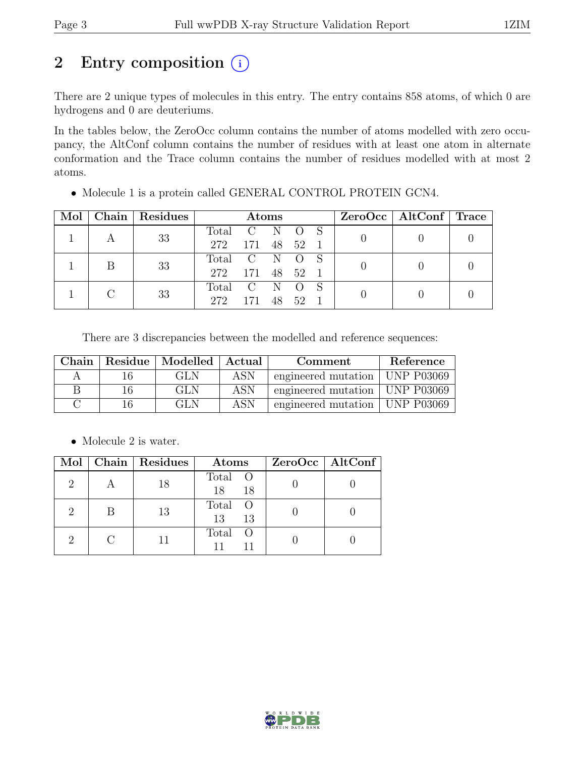# 2 Entry composition

There are 2 unique types of molecules in this entry. The entry contains 858 atoms, of which 0 are hydrogens and 0 are deuteriums.

In the tables below, the ZeroOcc column contains the number of atoms modelled with zero occupancy, the AltConf column contains the number of residues with at least one atom in alternate conformation and the Trace column contains the number of residues modelled with at most 2 atoms.

- Molecule 1 is a protein called GENERAL CONTROL PROTEIN GCN4.

| Mol | Chain | Residues | Atoms | ZeroOcc | AltConf | Trace |
|---|---|---|---|---|---|---|
| 1 | A | 33 | Total C N O S<br>272 171 48 52 1 | 0 | 0 | 0 |
| 1 | B | 33 | Total C N O S<br>272 171 48 52 1 | 0 | 0 | 0 |
| 1 | C | 33 | Total C N O S<br>272 171 48 52 1 | 0 | 0 | 0 |

There are 3 discrepancies between the modelled and reference sequences:

| Chain | Residue | Modelled | Actual | Comment | Reference |
|---|---|---|---|---|---|
| A | 16 | GLN | ASN | engineered mutation | UNP P03069 |
| B | 16 | GLN | ASN | engineered mutation | UNP P03069 |
| C | 16 | GLN | ASN | engineered mutation | UNP P03069 |

- Molecule 2 is water.

| Mol | Chain | Residues | Atoms | ZeroOcc | AltConf |
|---|---|---|---|---|---|
| 2 | A | 18 | Total O<br>18 18 | 0 | 0 |
| 2 | B | 13 | Total O<br>13 13 | 0 | 0 |
| 2 | C | 11 | Total O<br>11 11 | 0 | 0 |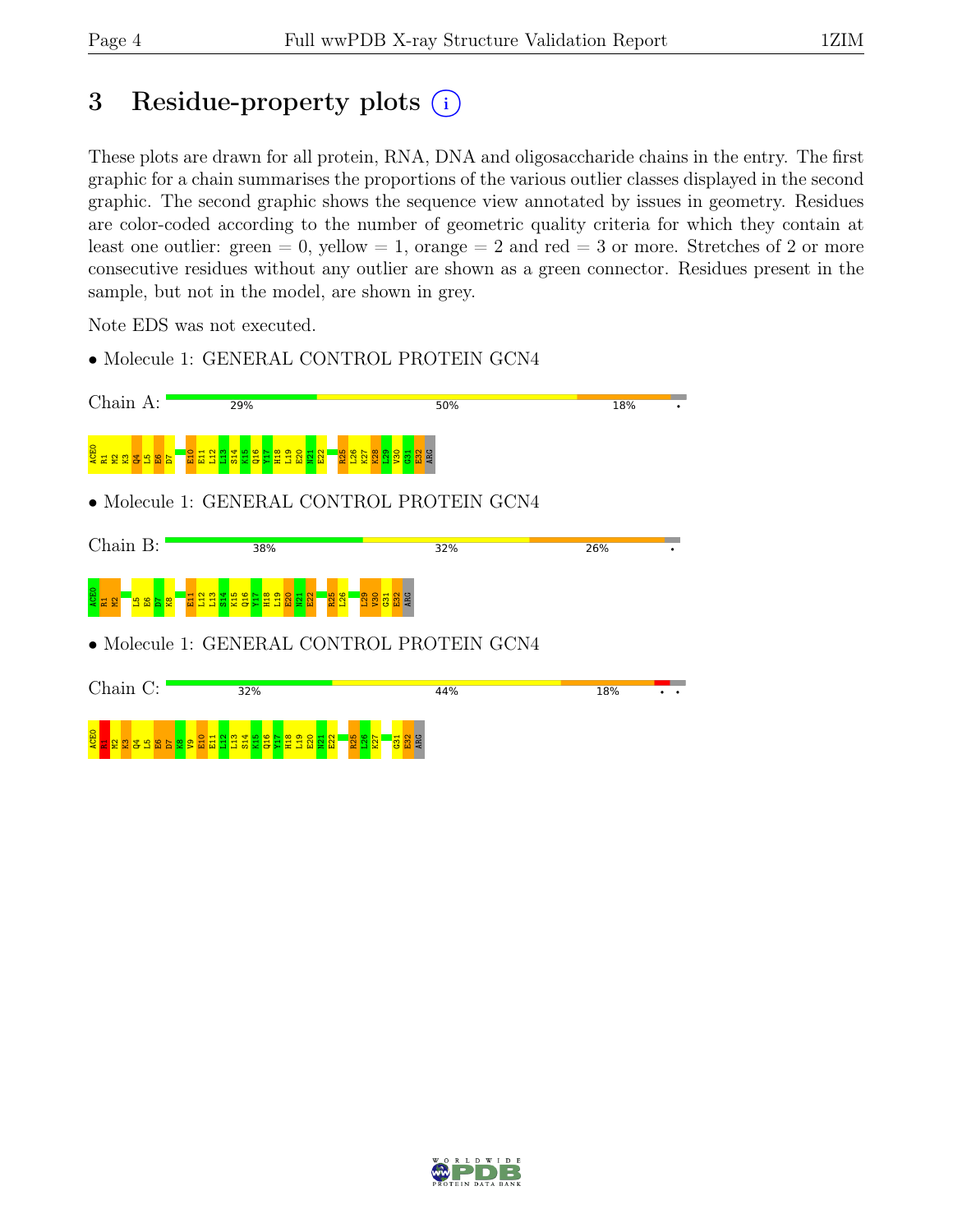# 3 Residue-property plots

These plots are drawn for all protein, RNA, DNA and oligosaccharide chains in the entry. The first graphic for a chain summarises the proportions of the various outlier classes displayed in the second graphic. The second graphic shows the sequence view annotated by issues in geometry. Residues are color-coded according to the number of geometric quality criteria for which they contain at least one outlier: green = 0, yellow = 1, orange = 2 and red = 3 or more. Stretches of 2 or more consecutive residues without any outlier are shown as a green connector. Residues present in the sample, but not in the model, are shown in grey.

Note EDS was not executed.

- Molecule 1: GENERAL CONTROL PROTEIN GCN4

Chain A: 29% 50% 18% •

ACE0 R1 M2 K3 Q4 L5 E6 D7 E10 E11 L12 L13 S14 K15 Q16 Y17 H18 L19 E20 N21 E22 R25 L26 K27 K28 L29 V30 G31 E32 ARG

- Molecule 1: GENERAL CONTROL PROTEIN GCN4

Chain B: 38% 32% 26% •

ACE0 R1 M2 L5 E6 D7 K8 E11 L12 L13 S14 K15 Q16 Y17 H18 L19 E20 N21 E22 R25 L26 L29 V30 G31 E32 ARG

- Molecule 1: GENERAL CONTROL PROTEIN GCN4

Chain C: 32% 44% 18% • •

ACE0 R1 M2 K3 Q4 L5 E6 D7 K8 V9 E10 E11 L12 L13 S14 K15 Q16 Y17 H18 L19 E20 N21 E22 R25 L26 K27 G31 E32 ARG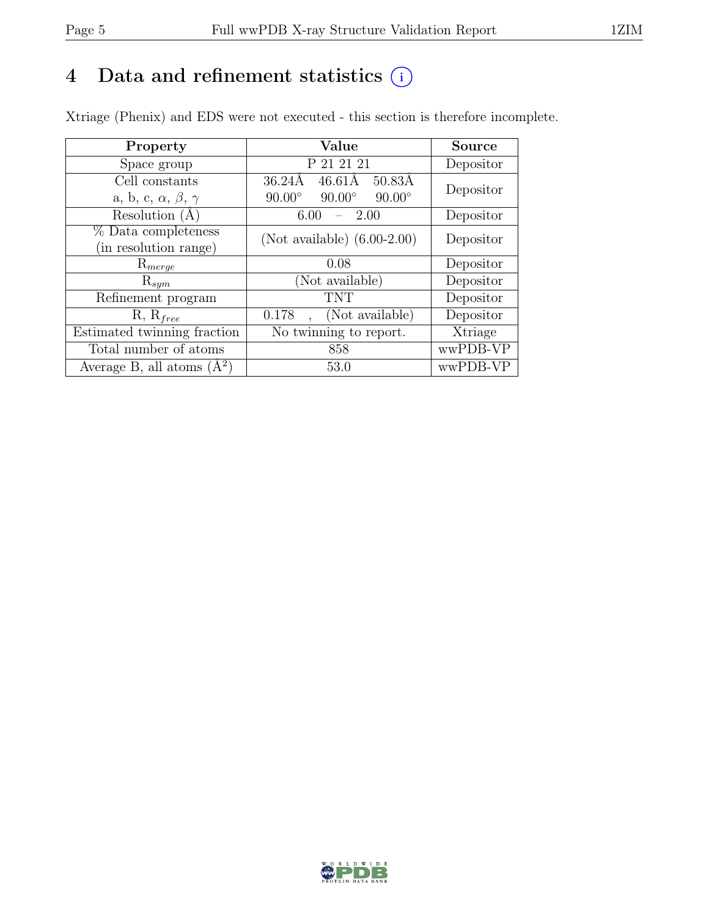# 4 Data and refinement statistics (i)

Xtriage (Phenix) and EDS were not executed - this section is therefore incomplete.

| Property | Value | Source |
|---|---|---|
| Space group | P 21 21 21 | Depositor |
| Cell constants<br>a, b, c, $\alpha$, $\beta$, $\gamma$ | 36.24Å 46.61Å 50.83Å<br>90.00° 90.00° 90.00° | Depositor |
| Resolution (Å) | 6.00 – 2.00 | Depositor |
| % Data completeness<br>(in resolution range) | (Not available) (6.00-2.00) | Depositor |
| $R_{merge}$ | 0.08 | Depositor |
| $R_{sym}$ | (Not available) | Depositor |
| Refinement program | TNT | Depositor |
| R, $R_{free}$ | 0.178 , (Not available) | Depositor |
| Estimated twinning fraction | No twinning to report. | Xtriage |
| Total number of atoms | 858 | wwPDB-VP |
| Average B, all atoms ($Å^2$) | 53.0 | wwPDB-VP |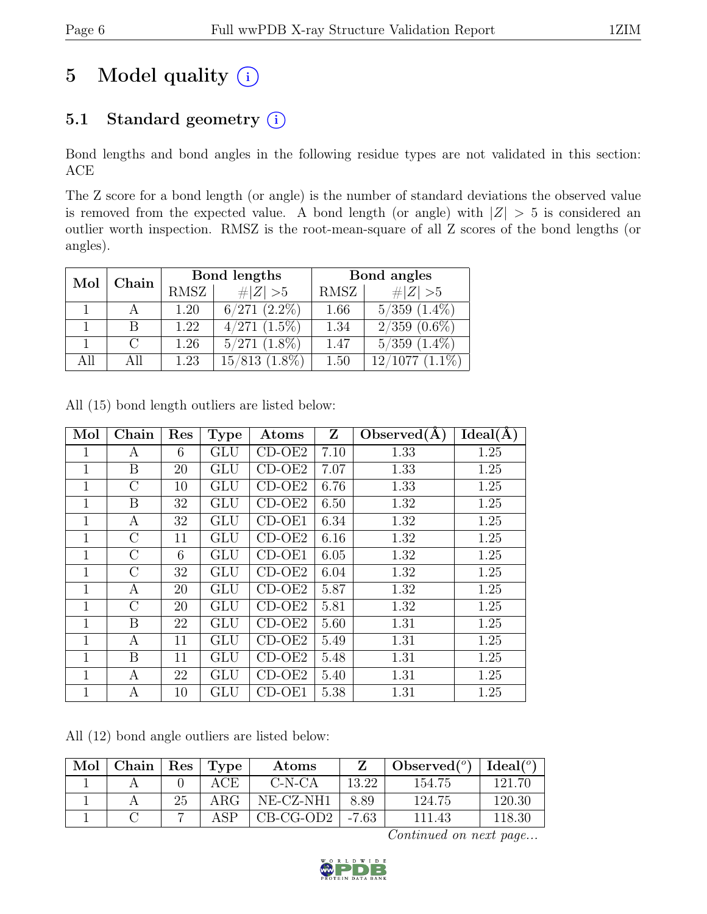# 5 Model quality (i)

## 5.1 Standard geometry (i)

Bond lengths and bond angles in the following residue types are not validated in this section: ACE

The Z score for a bond length (or angle) is the number of standard deviations the observed value is removed from the expected value. A bond length (or angle) with $|Z| > 5$ is considered an outlier worth inspection. RMSZ is the root-mean-square of all Z scores of the bond lengths (or angles).

| Mol | Chain | Bond lengths | | Bond angles | |
|---|---|---|---|---|---|
| | | RMSZ | $\#\|Z\| > 5$ | RMSZ | $\#\|Z\| > 5$ |
| 1 | A | 1.20 | 6/271 (2.2%) | 1.66 | 5/359 (1.4%) |
| 1 | B | 1.22 | 4/271 (1.5%) | 1.34 | 2/359 (0.6%) |
| 1 | C | 1.26 | 5/271 (1.8%) | 1.47 | 5/359 (1.4%) |
| All | All | 1.23 | 15/813 (1.8%) | 1.50 | 12/1077 (1.1%) |

All (15) bond length outliers are listed below:

| Mol | Chain | Res | Type | Atoms | Z | Observed(Å) | Ideal(Å) |
|---|---|---|---|---|---|---|---|
| 1 | A | 6 | GLU | CD-OE2 | 7.10 | 1.33 | 1.25 |
| 1 | B | 20 | GLU | CD-OE2 | 7.07 | 1.33 | 1.25 |
| 1 | C | 10 | GLU | CD-OE2 | 6.76 | 1.33 | 1.25 |
| 1 | B | 32 | GLU | CD-OE2 | 6.50 | 1.32 | 1.25 |
| 1 | A | 32 | GLU | CD-OE1 | 6.34 | 1.32 | 1.25 |
| 1 | C | 11 | GLU | CD-OE2 | 6.16 | 1.32 | 1.25 |
| 1 | C | 6 | GLU | CD-OE1 | 6.05 | 1.32 | 1.25 |
| 1 | C | 32 | GLU | CD-OE2 | 6.04 | 1.32 | 1.25 |
| 1 | A | 20 | GLU | CD-OE2 | 5.87 | 1.32 | 1.25 |
| 1 | C | 20 | GLU | CD-OE2 | 5.81 | 1.32 | 1.25 |
| 1 | B | 22 | GLU | CD-OE2 | 5.60 | 1.31 | 1.25 |
| 1 | A | 11 | GLU | CD-OE2 | 5.49 | 1.31 | 1.25 |
| 1 | B | 11 | GLU | CD-OE2 | 5.48 | 1.31 | 1.25 |
| 1 | A | 22 | GLU | CD-OE2 | 5.40 | 1.31 | 1.25 |
| 1 | A | 10 | GLU | CD-OE1 | 5.38 | 1.31 | 1.25 |

All (12) bond angle outliers are listed below:

| Mol | Chain | Res | Type | Atoms | Z | Observed(°) | Ideal(°) |
|---|---|---|---|---|---|---|---|
| 1 | A | 0 | ACE | C-N-CA | 13.22 | 154.75 | 121.70 |
| 1 | A | 25 | ARG | NE-CZ-NH1 | 8.89 | 124.75 | 120.30 |
| 1 | C | 7 | ASP | CB-CG-OD2 | -7.63 | 111.43 | 118.30 |

*Continued on next page...*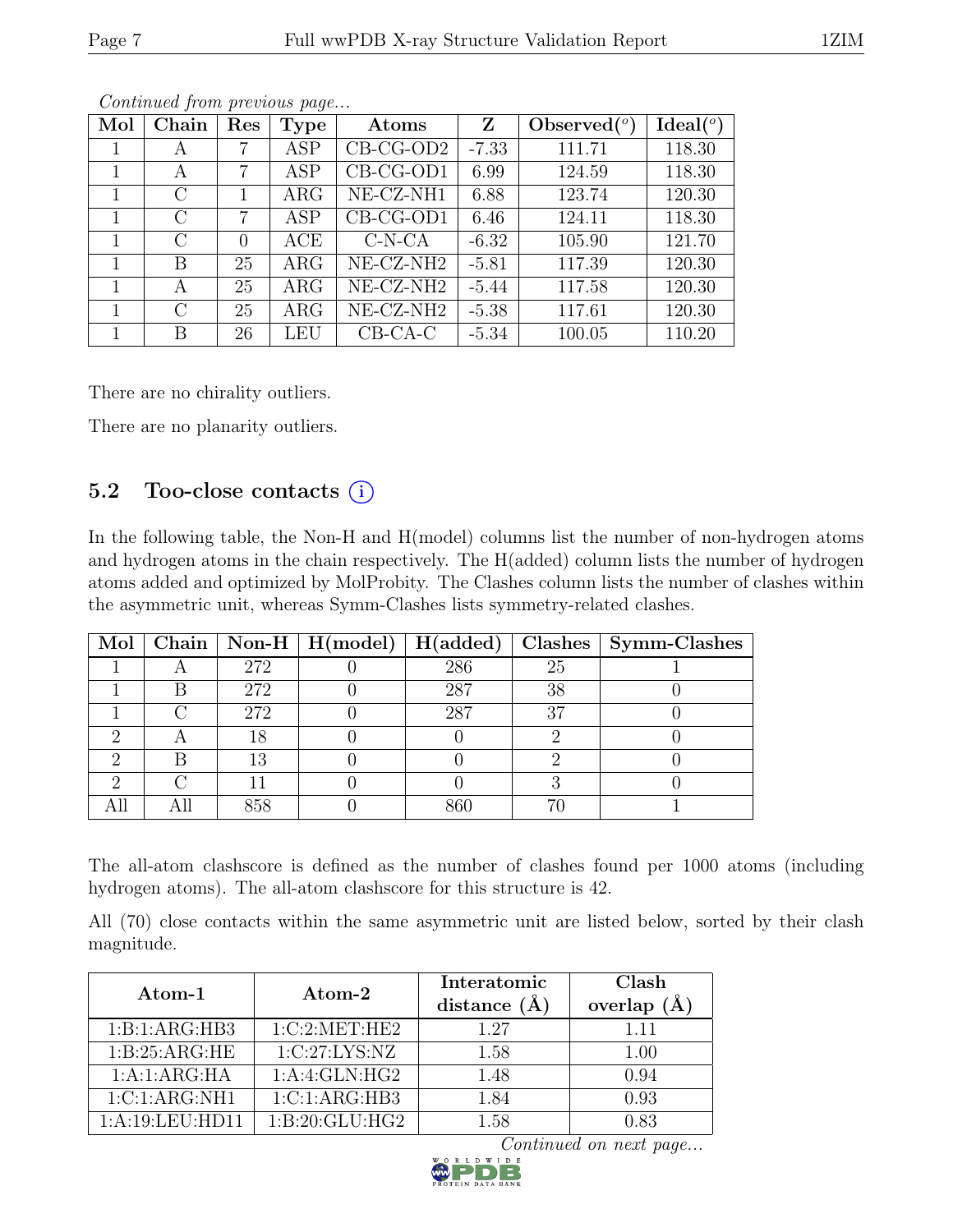*Continued from previous page...*

| Mol | Chain | Res | Type | Atoms | Z | Observed(°) | Ideal(°) |
|---|---|---|---|---|---|---|---|
| 1 | A | 7 | ASP | CB-CG-OD2 | -7.33 | 111.71 | 118.30 |
| 1 | A | 7 | ASP | CB-CG-OD1 | 6.99 | 124.59 | 118.30 |
| 1 | C | 1 | ARG | NE-CZ-NH1 | 6.88 | 123.74 | 120.30 |
| 1 | C | 7 | ASP | CB-CG-OD1 | 6.46 | 124.11 | 118.30 |
| 1 | C | 0 | ACE | C-N-CA | -6.32 | 105.90 | 121.70 |
| 1 | B | 25 | ARG | NE-CZ-NH2 | -5.81 | 117.39 | 120.30 |
| 1 | A | 25 | ARG | NE-CZ-NH2 | -5.44 | 117.58 | 120.30 |
| 1 | C | 25 | ARG | NE-CZ-NH2 | -5.38 | 117.61 | 120.30 |
| 1 | B | 26 | LEU | CB-CA-C | -5.34 | 100.05 | 110.20 |

There are no chirality outliers.

There are no planarity outliers.

### 5.2 Too-close contacts

In the following table, the Non-H and H(model) columns list the number of non-hydrogen atoms and hydrogen atoms in the chain respectively. The H(added) column lists the number of hydrogen atoms added and optimized by MolProbity. The Clashes column lists the number of clashes within the asymmetric unit, whereas Symm-Clashes lists symmetry-related clashes.

| Mol | Chain | Non-H | H(model) | H(added) | Clashes | Symm-Clashes |
|---|---|---|---|---|---|---|
| 1 | A | 272 | 0 | 286 | 25 | 1 |
| 1 | B | 272 | 0 | 287 | 38 | 0 |
| 1 | C | 272 | 0 | 287 | 37 | 0 |
| 2 | A | 18 | 0 | 0 | 2 | 0 |
| 2 | B | 13 | 0 | 0 | 2 | 0 |
| 2 | C | 11 | 0 | 0 | 3 | 0 |
| All | All | 858 | 0 | 860 | 70 | 1 |

The all-atom clashscore is defined as the number of clashes found per 1000 atoms (including hydrogen atoms). The all-atom clashscore for this structure is 42.

All (70) close contacts within the same asymmetric unit are listed below, sorted by their clash magnitude.

| Atom-1 | Atom-2 | Interatomic distance (Å) | Clash overlap (Å) |
|---|---|---|---|
| 1:B:1:ARG:HB3 | 1:C:2:MET:HE2 | 1.27 | 1.11 |
| 1:B:25:ARG:HE | 1:C:27:LYS:NZ | 1.58 | 1.00 |
| 1:A:1:ARG:HA | 1:A:4:GLN:HG2 | 1.48 | 0.94 |
| 1:C:1:ARG:NH1 | 1:C:1:ARG:HB3 | 1.84 | 0.93 |
| 1:A:19:LEU:HD11 | 1:B:20:GLU:HG2 | 1.58 | 0.83 |

*Continued on next page...*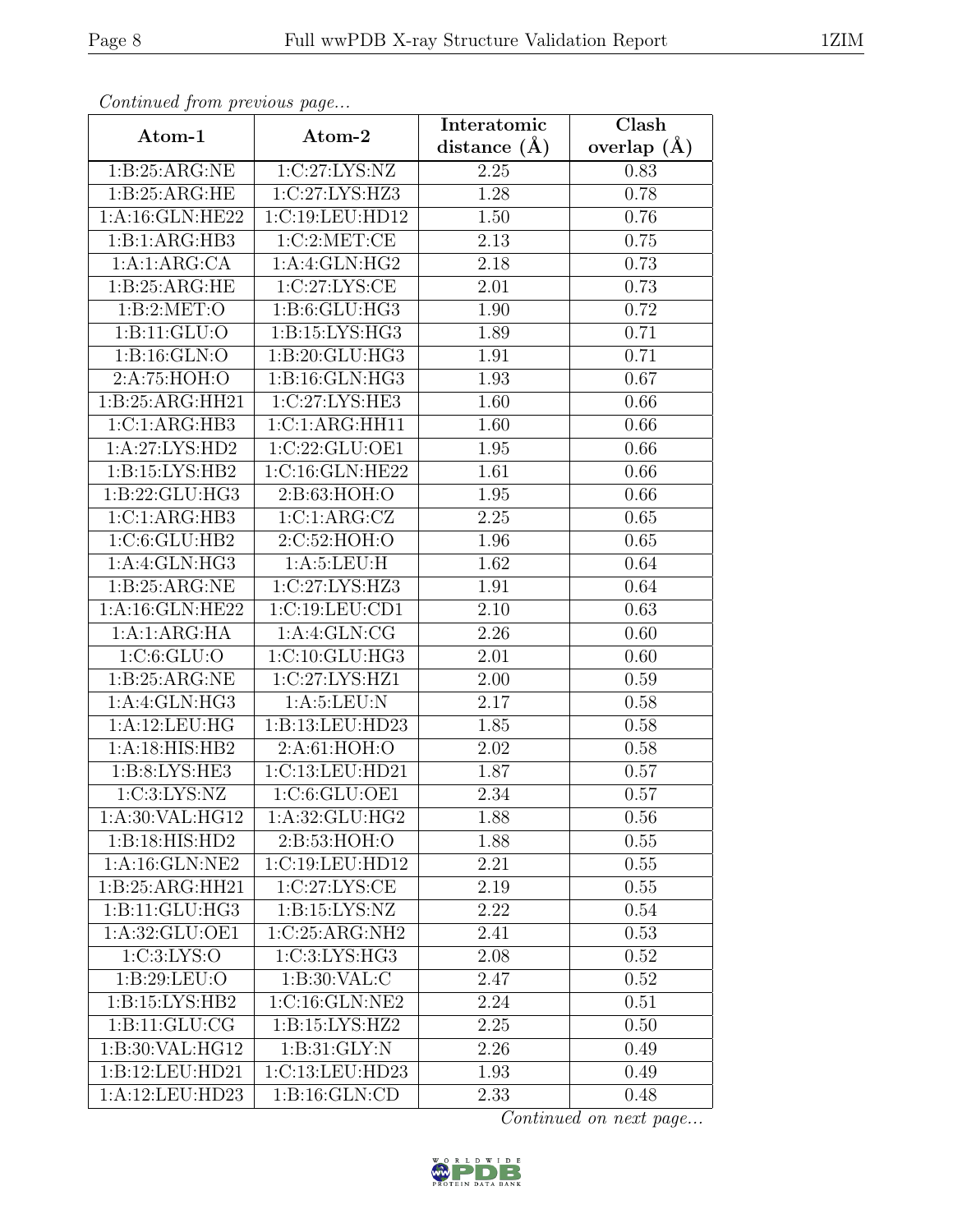*Continued from previous page...*

| Atom-1 | Atom-2 | Interatomic distance (Å) | Clash overlap (Å) |
|---|---|---|---|
| 1:B:25:ARG:NE | 1:C:27:LYS:NZ | 2.25 | 0.83 |
| 1:B:25:ARG:HE | 1:C:27:LYS:HZ3 | 1.28 | 0.78 |
| 1:A:16:GLN:HE22 | 1:C:19:LEU:HD12 | 1.50 | 0.76 |
| 1:B:1:ARG:HB3 | 1:C:2:MET:CE | 2.13 | 0.75 |
| 1:A:1:ARG:CA | 1:A:4:GLN:HG2 | 2.18 | 0.73 |
| 1:B:25:ARG:HE | 1:C:27:LYS:CE | 2.01 | 0.73 |
| 1:B:2:MET:O | 1:B:6:GLU:HG3 | 1.90 | 0.72 |
| 1:B:11:GLU:O | 1:B:15:LYS:HG3 | 1.89 | 0.71 |
| 1:B:16:GLN:O | 1:B:20:GLU:HG3 | 1.91 | 0.71 |
| 2:A:75:HOH:O | 1:B:16:GLN:HG3 | 1.93 | 0.67 |
| 1:B:25:ARG:HH21 | 1:C:27:LYS:HE3 | 1.60 | 0.66 |
| 1:C:1:ARG:HB3 | 1:C:1:ARG:HH11 | 1.60 | 0.66 |
| 1:A:27:LYS:HD2 | 1:C:22:GLU:OE1 | 1.95 | 0.66 |
| 1:B:15:LYS:HB2 | 1:C:16:GLN:HE22 | 1.61 | 0.66 |
| 1:B:22:GLU:HG3 | 2:B:63:HOH:O | 1.95 | 0.66 |
| 1:C:1:ARG:HB3 | 1:C:1:ARG:CZ | 2.25 | 0.65 |
| 1:C:6:GLU:HB2 | 2:C:52:HOH:O | 1.96 | 0.65 |
| 1:A:4:GLN:HG3 | 1:A:5:LEU:H | 1.62 | 0.64 |
| 1:B:25:ARG:NE | 1:C:27:LYS:HZ3 | 1.91 | 0.64 |
| 1:A:16:GLN:HE22 | 1:C:19:LEU:CD1 | 2.10 | 0.63 |
| 1:A:1:ARG:HA | 1:A:4:GLN:CG | 2.26 | 0.60 |
| 1:C:6:GLU:O | 1:C:10:GLU:HG3 | 2.01 | 0.60 |
| 1:B:25:ARG:NE | 1:C:27:LYS:HZ1 | 2.00 | 0.59 |
| 1:A:4:GLN:HG3 | 1:A:5:LEU:N | 2.17 | 0.58 |
| 1:A:12:LEU:HG | 1:B:13:LEU:HD23 | 1.85 | 0.58 |
| 1:A:18:HIS:HB2 | 2:A:61:HOH:O | 2.02 | 0.58 |
| 1:B:8:LYS:HE3 | 1:C:13:LEU:HD21 | 1.87 | 0.57 |
| 1:C:3:LYS:NZ | 1:C:6:GLU:OE1 | 2.34 | 0.57 |
| 1:A:30:VAL:HG12 | 1:A:32:GLU:HG2 | 1.88 | 0.56 |
| 1:B:18:HIS:HD2 | 2:B:53:HOH:O | 1.88 | 0.55 |
| 1:A:16:GLN:NE2 | 1:C:19:LEU:HD12 | 2.21 | 0.55 |
| 1:B:25:ARG:HH21 | 1:C:27:LYS:CE | 2.19 | 0.55 |
| 1:B:11:GLU:HG3 | 1:B:15:LYS:NZ | 2.22 | 0.54 |
| 1:A:32:GLU:OE1 | 1:C:25:ARG:NH2 | 2.41 | 0.53 |
| 1:C:3:LYS:O | 1:C:3:LYS:HG3 | 2.08 | 0.52 |
| 1:B:29:LEU:O | 1:B:30:VAL:C | 2.47 | 0.52 |
| 1:B:15:LYS:HB2 | 1:C:16:GLN:NE2 | 2.24 | 0.51 |
| 1:B:11:GLU:CG | 1:B:15:LYS:HZ2 | 2.25 | 0.50 |
| 1:B:30:VAL:HG12 | 1:B:31:GLY:N | 2.26 | 0.49 |
| 1:B:12:LEU:HD21 | 1:C:13:LEU:HD23 | 1.93 | 0.49 |
| 1:A:12:LEU:HD23 | 1:B:16:GLN:CD | 2.33 | 0.48 |

*Continued on next page...*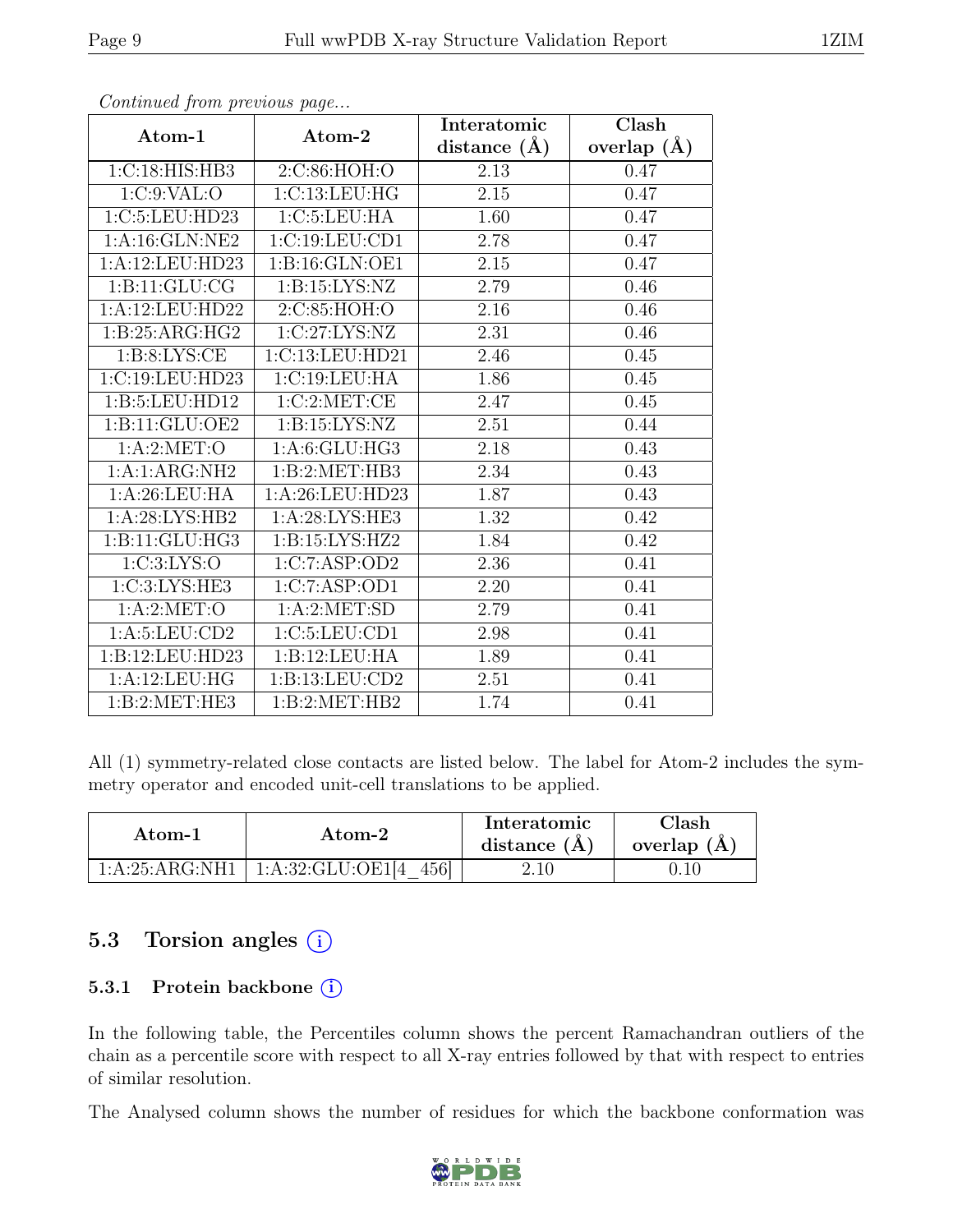*Continued from previous page...*

| Atom-1 | Atom-2 | Interatomic distance (Å) | Clash overlap (Å) |
|---|---|---|---|
| 1:C:18:HIS:HB3 | 2:C:86:HOH:O | 2.13 | 0.47 |
| 1:C:9:VAL:O | 1:C:13:LEU:HG | 2.15 | 0.47 |
| 1:C:5:LEU:HD23 | 1:C:5:LEU:HA | 1.60 | 0.47 |
| 1:A:16:GLN:NE2 | 1:C:19:LEU:CD1 | 2.78 | 0.47 |
| 1:A:12:LEU:HD23 | 1:B:16:GLN:OE1 | 2.15 | 0.47 |
| 1:B:11:GLU:CG | 1:B:15:LYS:NZ | 2.79 | 0.46 |
| 1:A:12:LEU:HD22 | 2:C:85:HOH:O | 2.16 | 0.46 |
| 1:B:25:ARG:HG2 | 1:C:27:LYS:NZ | 2.31 | 0.46 |
| 1:B:8:LYS:CE | 1:C:13:LEU:HD21 | 2.46 | 0.45 |
| 1:C:19:LEU:HD23 | 1:C:19:LEU:HA | 1.86 | 0.45 |
| 1:B:5:LEU:HD12 | 1:C:2:MET:CE | 2.47 | 0.45 |
| 1:B:11:GLU:OE2 | 1:B:15:LYS:NZ | 2.51 | 0.44 |
| 1:A:2:MET:O | 1:A:6:GLU:HG3 | 2.18 | 0.43 |
| 1:A:1:ARG:NH2 | 1:B:2:MET:HB3 | 2.34 | 0.43 |
| 1:A:26:LEU:HA | 1:A:26:LEU:HD23 | 1.87 | 0.43 |
| 1:A:28:LYS:HB2 | 1:A:28:LYS:HE3 | 1.32 | 0.42 |
| 1:B:11:GLU:HG3 | 1:B:15:LYS:HZ2 | 1.84 | 0.42 |
| 1:C:3:LYS:O | 1:C:7:ASP:OD2 | 2.36 | 0.41 |
| 1:C:3:LYS:HE3 | 1:C:7:ASP:OD1 | 2.20 | 0.41 |
| 1:A:2:MET:O | 1:A:2:MET:SD | 2.79 | 0.41 |
| 1:A:5:LEU:CD2 | 1:C:5:LEU:CD1 | 2.98 | 0.41 |
| 1:B:12:LEU:HD23 | 1:B:12:LEU:HA | 1.89 | 0.41 |
| 1:A:12:LEU:HG | 1:B:13:LEU:CD2 | 2.51 | 0.41 |
| 1:B:2:MET:HE3 | 1:B:2:MET:HB2 | 1.74 | 0.41 |

All (1) symmetry-related close contacts are listed below. The label for Atom-2 includes the symmetry operator and encoded unit-cell translations to be applied.

| Atom-1 | Atom-2 | Interatomic distance (Å) | Clash overlap (Å) |
|---|---|---|---|
| 1:A:25:ARG:NH1 | 1:A:32:GLU:OE1[4_456] | 2.10 | 0.10 |

## 5.3 Torsion angles (i)

### 5.3.1 Protein backbone (i)

In the following table, the Percentiles column shows the percent Ramachandran outliers of the chain as a percentile score with respect to all X-ray entries followed by that with respect to entries of similar resolution.

The Analysed column shows the number of residues for which the backbone conformation was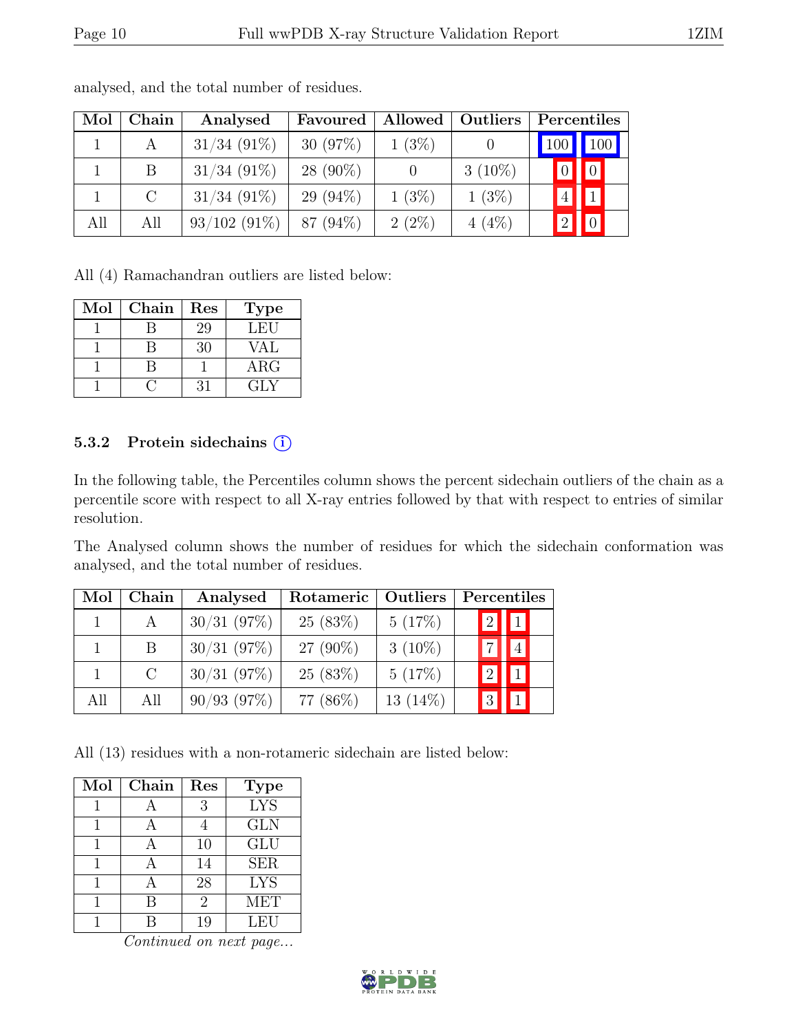analysed, and the total number of residues.

| Mol | Chain | Analysed | Favoured | Allowed | Outliers | Percentiles | |
|---|---|---|---|---|---|---|---|
| 1 | A | 31/34 (91%) | 30 (97%) | 1 (3%) | 0 | 100 | 100 |
| 1 | B | 31/34 (91%) | 28 (90%) | 0 | 3 (10%) | 0 | 0 |
| 1 | C | 31/34 (91%) | 29 (94%) | 1 (3%) | 1 (3%) | 4 | 1 |
| All | All | 93/102 (91%) | 87 (94%) | 2 (2%) | 4 (4%) | 2 | 0 |

All (4) Ramachandran outliers are listed below:

| Mol | Chain | Res | Type |
|---|---|---|---|
| 1 | B | 29 | LEU |
| 1 | B | 30 | VAL |
| 1 | B | 1 | ARG |
| 1 | C | 31 | GLY |

### 5.3.2 Protein sidechains (i)

In the following table, the Percentiles column shows the percent sidechain outliers of the chain as a percentile score with respect to all X-ray entries followed by that with respect to entries of similar resolution.

The Analysed column shows the number of residues for which the sidechain conformation was analysed, and the total number of residues.

| Mol | Chain | Analysed | Rotameric | Outliers | Percentiles | |
|---|---|---|---|---|---|---|
| 1 | A | 30/31 (97%) | 25 (83%) | 5 (17%) | 2 | 1 |
| 1 | B | 30/31 (97%) | 27 (90%) | 3 (10%) | 7 | 4 |
| 1 | C | 30/31 (97%) | 25 (83%) | 5 (17%) | 2 | 1 |
| All | All | 90/93 (97%) | 77 (86%) | 13 (14%) | 3 | 1 |

All (13) residues with a non-rotameric sidechain are listed below:

| Mol | Chain | Res | Type |
|---|---|---|---|
| 1 | A | 3 | LYS |
| 1 | A | 4 | GLN |
| 1 | A | 10 | GLU |
| 1 | A | 14 | SER |
| 1 | A | 28 | LYS |
| 1 | B | 2 | MET |
| 1 | B | 19 | LEU |

*Continued on next page...*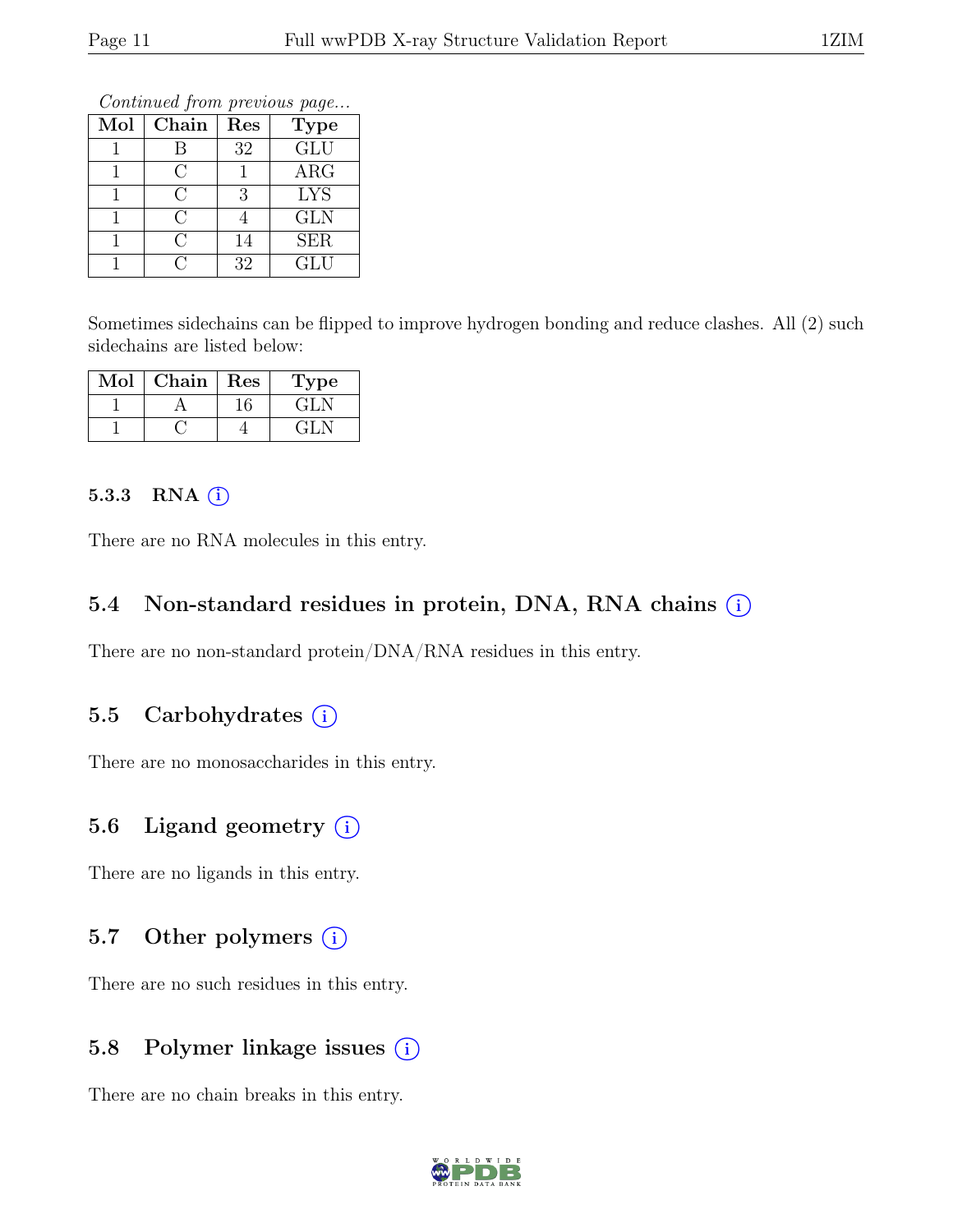*Continued from previous page...*

| Mol | Chain | Res | Type |
|---|---|---|---|
| 1 | B | 32 | GLU |
| 1 | C | 1 | ARG |
| 1 | C | 3 | LYS |
| 1 | C | 4 | GLN |
| 1 | C | 14 | SER |
| 1 | C | 32 | GLU |

Sometimes sidechains can be flipped to improve hydrogen bonding and reduce clashes. All (2) such sidechains are listed below:

| Mol | Chain | Res | Type |
|---|---|---|---|
| 1 | A | 16 | GLN |
| 1 | C | 4 | GLN |

### 5.3.3 RNA

There are no RNA molecules in this entry.

## 5.4 Non-standard residues in protein, DNA, RNA chains

There are no non-standard protein/DNA/RNA residues in this entry.

## 5.5 Carbohydrates

There are no monosaccharides in this entry.

## 5.6 Ligand geometry

There are no ligands in this entry.

## 5.7 Other polymers

There are no such residues in this entry.

## 5.8 Polymer linkage issues

There are no chain breaks in this entry.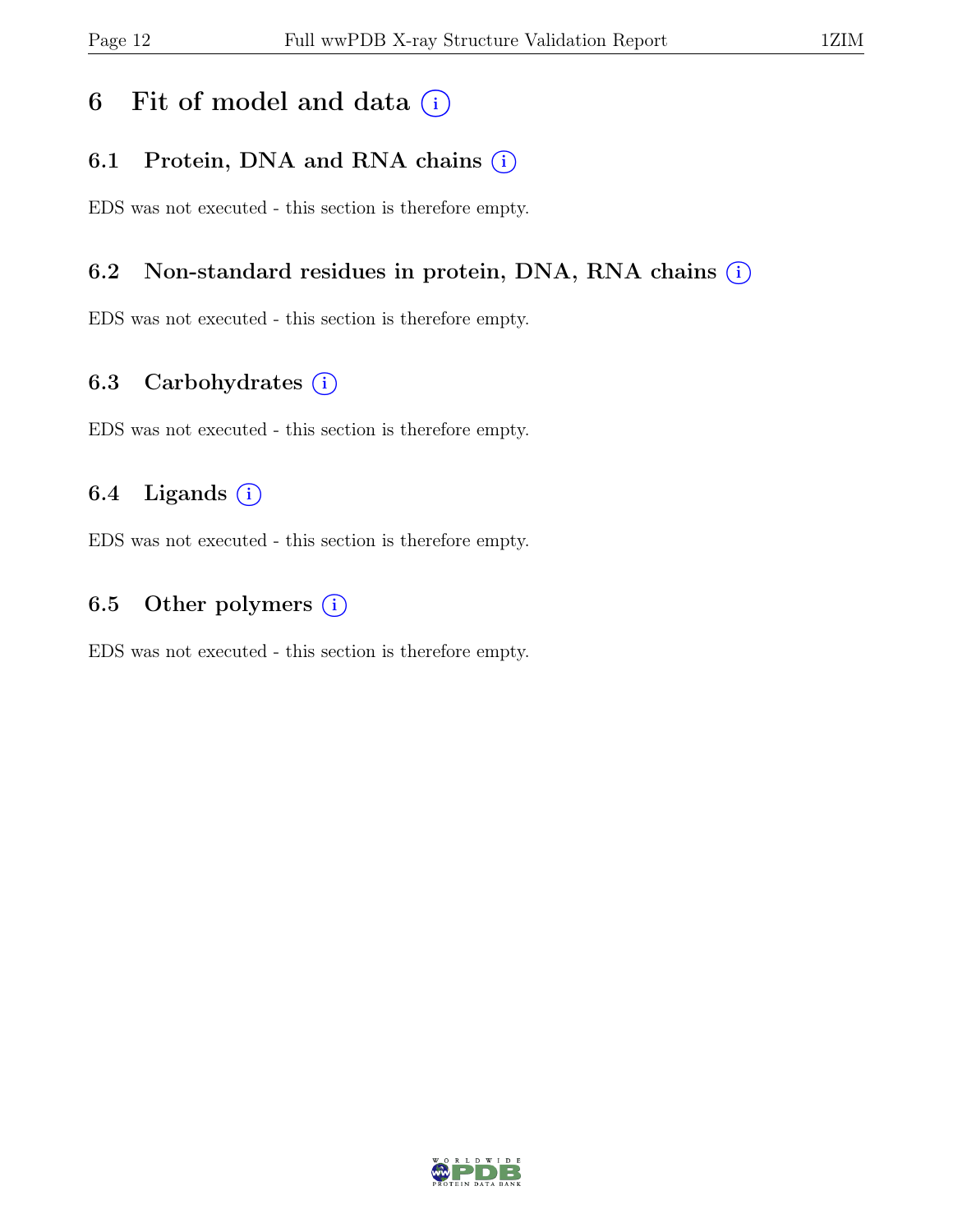# 6 Fit of model and data

## 6.1 Protein, DNA and RNA chains

EDS was not executed - this section is therefore empty.

## 6.2 Non-standard residues in protein, DNA, RNA chains

EDS was not executed - this section is therefore empty.

## 6.3 Carbohydrates

EDS was not executed - this section is therefore empty.

## 6.4 Ligands

EDS was not executed - this section is therefore empty.

## 6.5 Other polymers

EDS was not executed - this section is therefore empty.